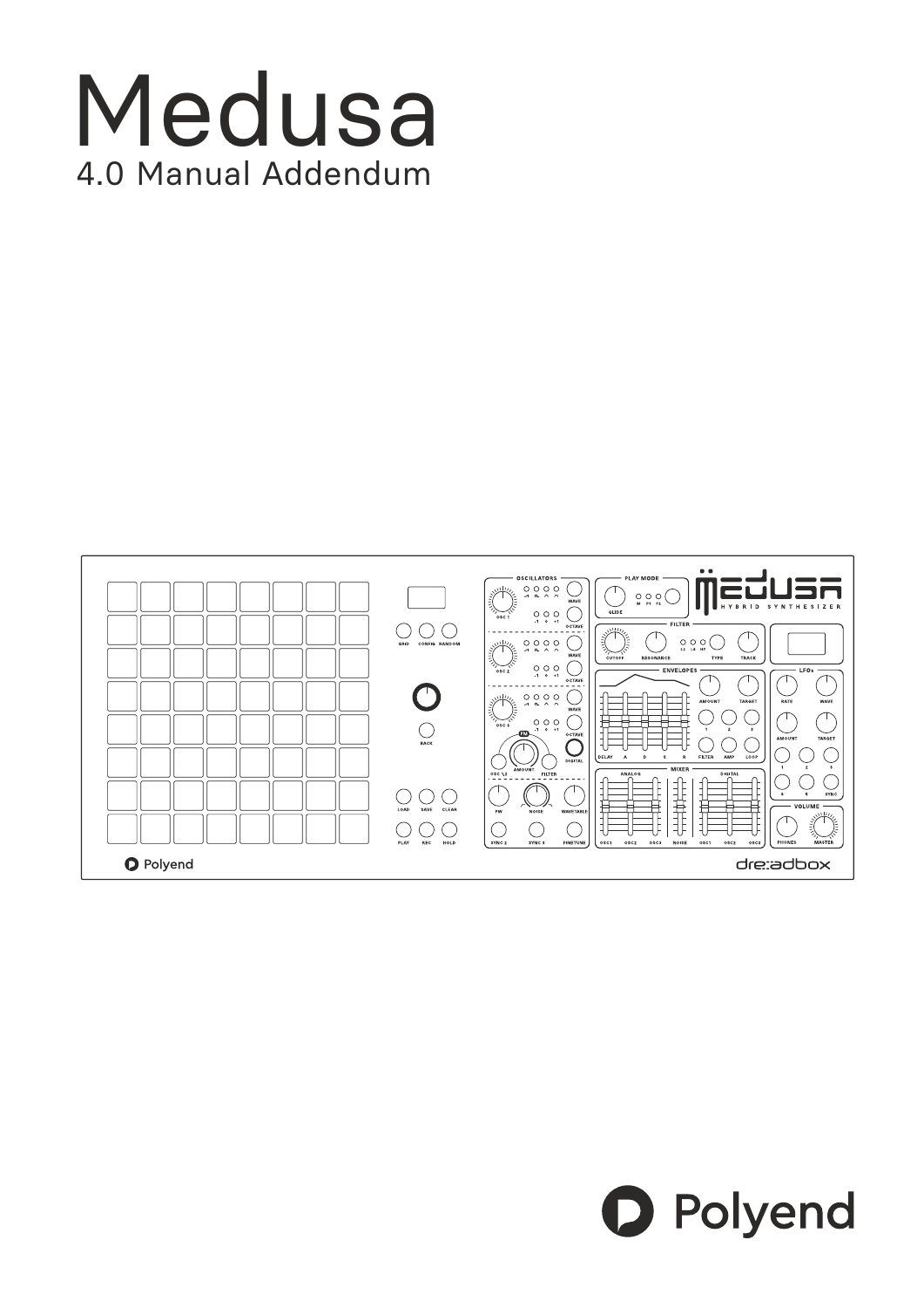# Medusa

## 4.0 Manual Addendum

Polyend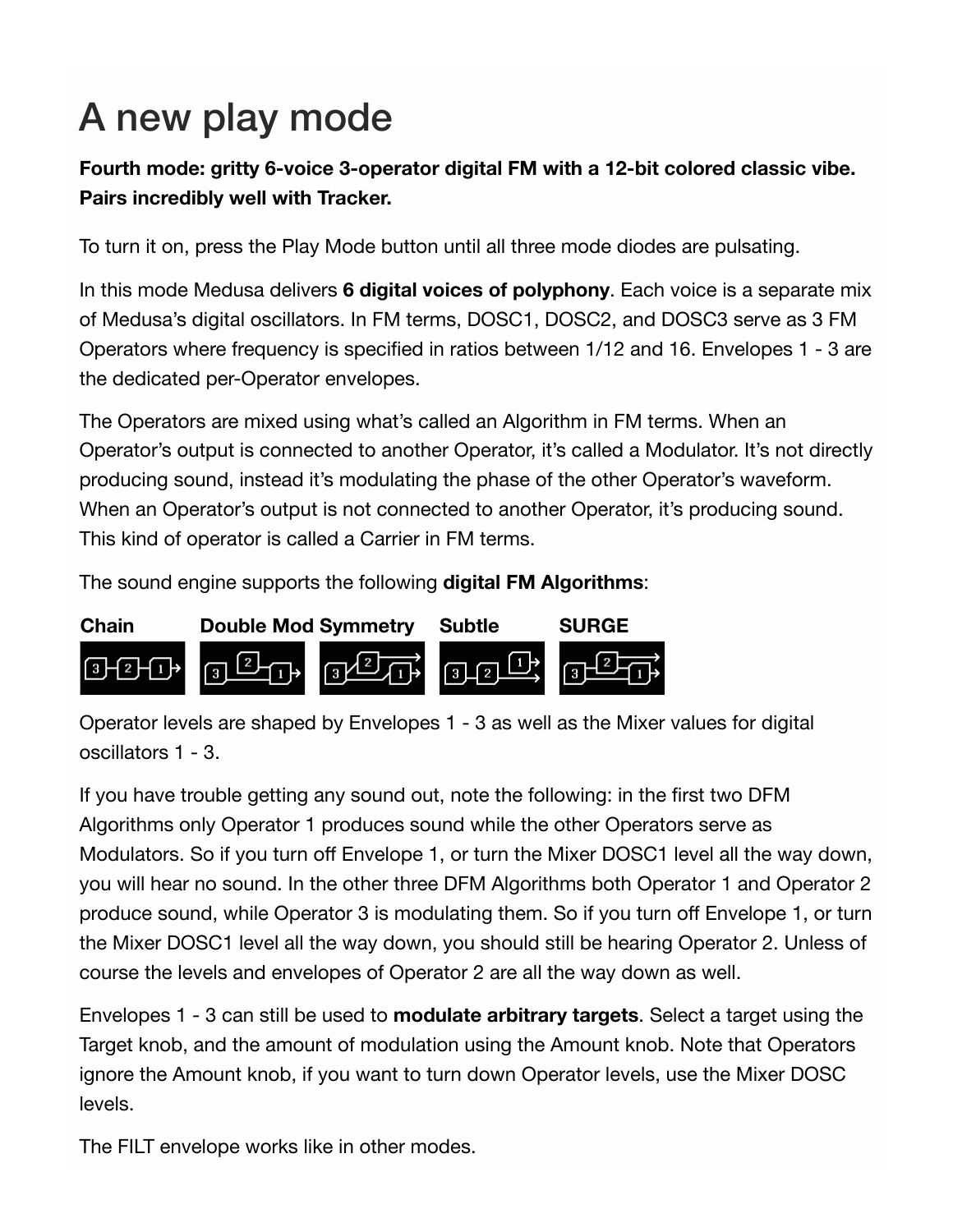# A new play mode

**Fourth mode: gritty 6-voice 3-operator digital FM with a 12-bit colored classic vibe. Pairs incredibly well with Tracker.**

To turn it on, press the Play Mode button until all three mode diodes are pulsating.

In this mode Medusa delivers **6 digital voices of polyphony**. Each voice is a separate mix of Medusa's digital oscillators. In FM terms, DOSC1, DOSC2, and DOSC3 serve as 3 FM Operators where frequency is specified in ratios between 1/12 and 16. Envelopes 1 - 3 are the dedicated per-Operator envelopes.

The Operators are mixed using what's called an Algorithm in FM terms. When an Operator's output is connected to another Operator, it's called a Modulator. It's not directly producing sound, instead it's modulating the phase of the other Operator's waveform. When an Operator's output is not connected to another Operator, it's producing sound. This kind of operator is called a Carrier in FM terms.

The sound engine supports the following **digital FM Algorithms**:

**Chain** **Double Mod** **Symmetry** **Subtle** **SURGE**

Operator levels are shaped by Envelopes 1 - 3 as well as the Mixer values for digital oscillators 1 - 3.

If you have trouble getting any sound out, note the following: in the first two DFM Algorithms only Operator 1 produces sound while the other Operators serve as Modulators. So if you turn off Envelope 1, or turn the Mixer DOSC1 level all the way down, you will hear no sound. In the other three DFM Algorithms both Operator 1 and Operator 2 produce sound, while Operator 3 is modulating them. So if you turn off Envelope 1, or turn the Mixer DOSC1 level all the way down, you should still be hearing Operator 2. Unless of course the levels and envelopes of Operator 2 are all the way down as well.

Envelopes 1 - 3 can still be used to **modulate arbitrary targets**. Select a target using the Target knob, and the amount of modulation using the Amount knob. Note that Operators ignore the Amount knob, if you want to turn down Operator levels, use the Mixer DOSC levels.

The FILT envelope works like in other modes.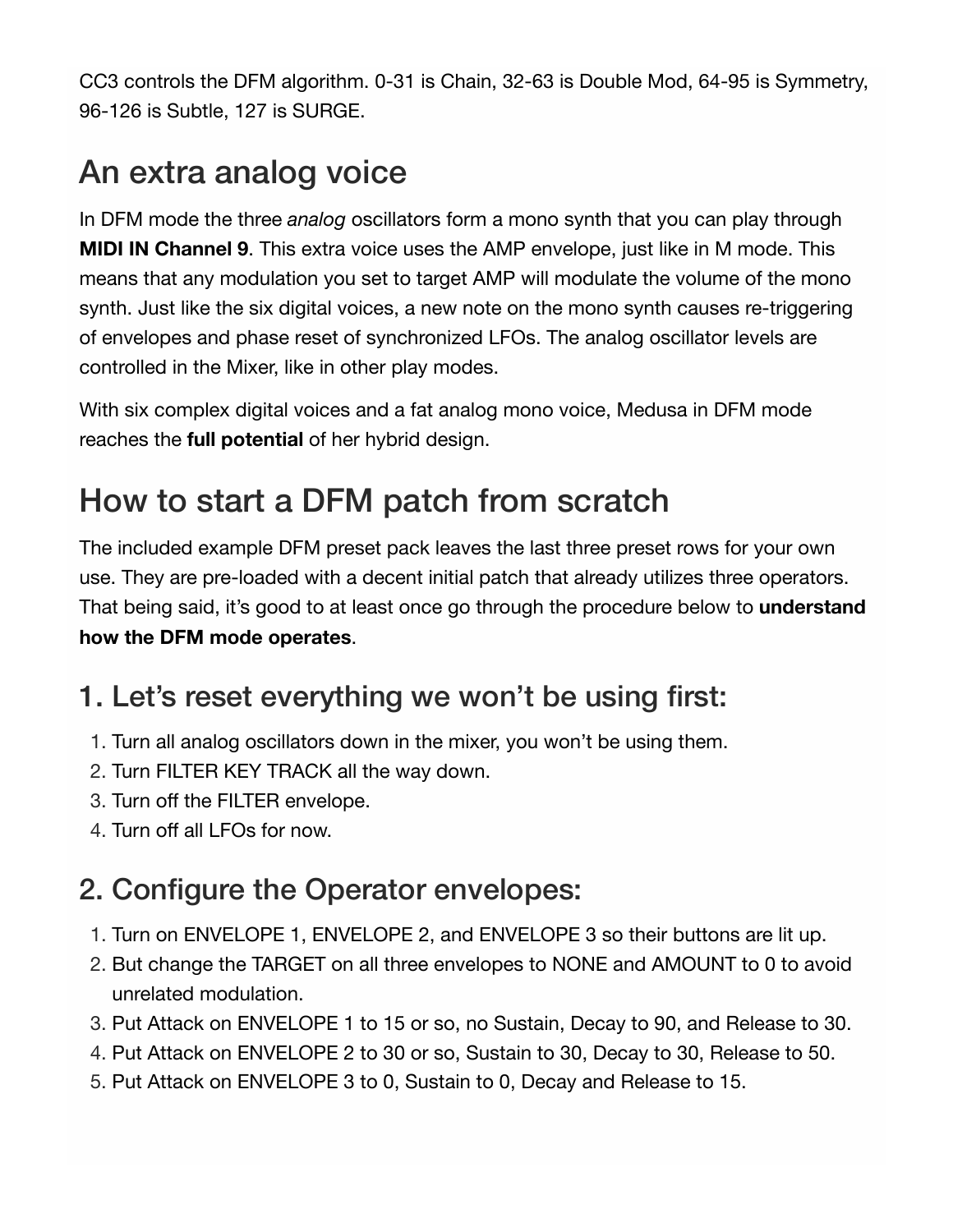CC3 controls the DFM algorithm. 0-31 is Chain, 32-63 is Double Mod, 64-95 is Symmetry, 96-126 is Subtle, 127 is SURGE.

## An extra analog voice

In DFM mode the three *analog* oscillators form a mono synth that you can play through **MIDI IN Channel 9**. This extra voice uses the AMP envelope, just like in M mode. This means that any modulation you set to target AMP will modulate the volume of the mono synth. Just like the six digital voices, a new note on the mono synth causes re-triggering of envelopes and phase reset of synchronized LFOs. The analog oscillator levels are controlled in the Mixer, like in other play modes.

With six complex digital voices and a fat analog mono voice, Medusa in DFM mode reaches the **full potential** of her hybrid design.

## How to start a DFM patch from scratch

The included example DFM preset pack leaves the last three preset rows for your own use. They are pre-loaded with a decent initial patch that already utilizes three operators. That being said, it's good to at least once go through the procedure below to **understand how the DFM mode operates**.

### 1. Let's reset everything we won't be using first:

1. Turn all analog oscillators down in the mixer, you won't be using them.
2. Turn FILTER KEY TRACK all the way down.
3. Turn off the FILTER envelope.
4. Turn off all LFOs for now.

### 2. Configure the Operator envelopes:

1. Turn on ENVELOPE 1, ENVELOPE 2, and ENVELOPE 3 so their buttons are lit up.
2. But change the TARGET on all three envelopes to NONE and AMOUNT to 0 to avoid unrelated modulation.
3. Put Attack on ENVELOPE 1 to 15 or so, no Sustain, Decay to 90, and Release to 30.
4. Put Attack on ENVELOPE 2 to 30 or so, Sustain to 30, Decay to 30, Release to 50.
5. Put Attack on ENVELOPE 3 to 0, Sustain to 0, Decay and Release to 15.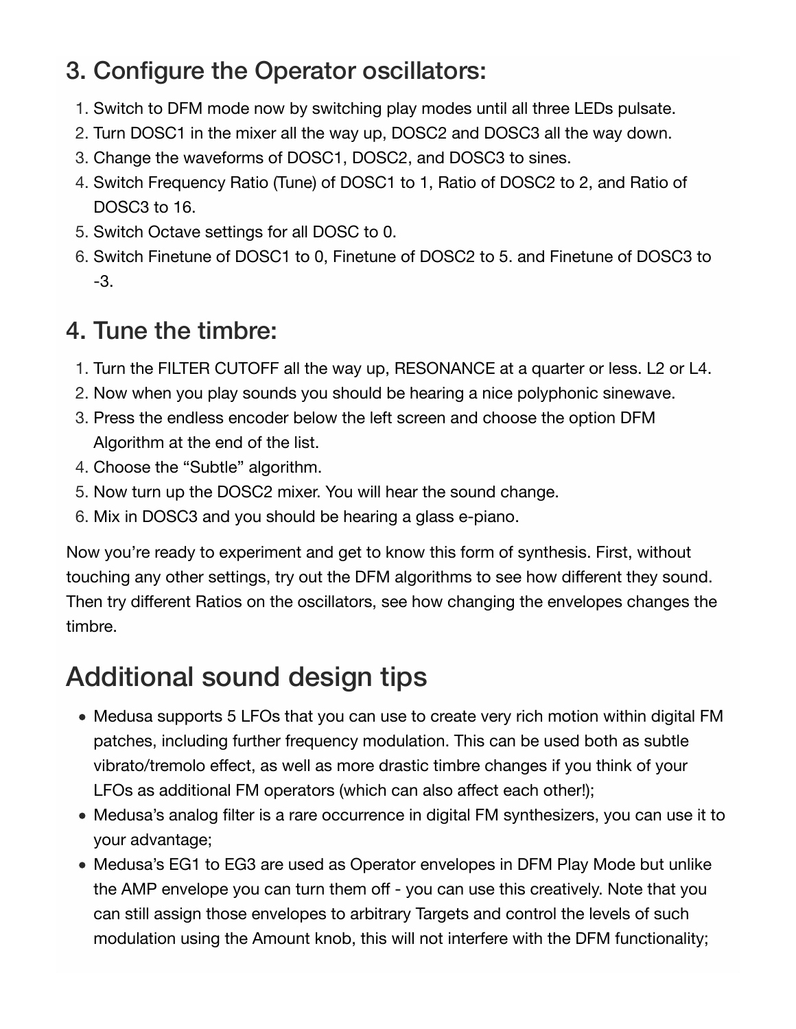### 3. Configure the Operator oscillators:

1. Switch to DFM mode now by switching play modes until all three LEDs pulsate.
2. Turn DOSC1 in the mixer all the way up, DOSC2 and DOSC3 all the way down.
3. Change the waveforms of DOSC1, DOSC2, and DOSC3 to sines.
4. Switch Frequency Ratio (Tune) of DOSC1 to 1, Ratio of DOSC2 to 2, and Ratio of DOSC3 to 16.
5. Switch Octave settings for all DOSC to 0.
6. Switch Finetune of DOSC1 to 0, Finetune of DOSC2 to 5. and Finetune of DOSC3 to -3.

### 4. Tune the timbre:

1. Turn the FILTER CUTOFF all the way up, RESONANCE at a quarter or less. L2 or L4.
2. Now when you play sounds you should be hearing a nice polyphonic sinewave.
3. Press the endless encoder below the left screen and choose the option DFM Algorithm at the end of the list.
4. Choose the “Subtle” algorithm.
5. Now turn up the DOSC2 mixer. You will hear the sound change.
6. Mix in DOSC3 and you should be hearing a glass e-piano.

Now you’re ready to experiment and get to know this form of synthesis. First, without touching any other settings, try out the DFM algorithms to see how different they sound. Then try different Ratios on the oscillators, see how changing the envelopes changes the timbre.

## Additional sound design tips

- Medusa supports 5 LFOs that you can use to create very rich motion within digital FM patches, including further frequency modulation. This can be used both as subtle vibrato/tremolo effect, as well as more drastic timbre changes if you think of your LFOs as additional FM operators (which can also affect each other!);
- Medusa’s analog filter is a rare occurrence in digital FM synthesizers, you can use it to your advantage;
- Medusa’s EG1 to EG3 are used as Operator envelopes in DFM Play Mode but unlike the AMP envelope you can turn them off - you can use this creatively. Note that you can still assign those envelopes to arbitrary Targets and control the levels of such modulation using the Amount knob, this will not interfere with the DFM functionality;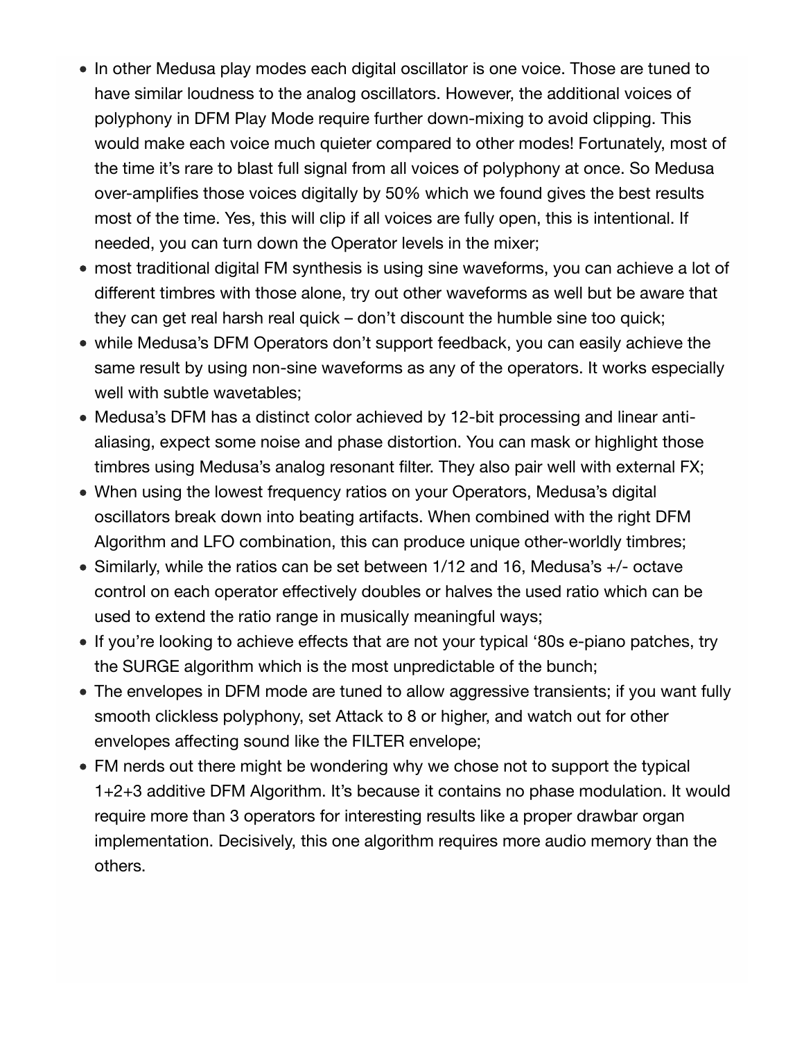- In other Medusa play modes each digital oscillator is one voice. Those are tuned to have similar loudness to the analog oscillators. However, the additional voices of polyphony in DFM Play Mode require further down-mixing to avoid clipping. This would make each voice much quieter compared to other modes! Fortunately, most of the time it's rare to blast full signal from all voices of polyphony at once. So Medusa over-amplifies those voices digitally by 50% which we found gives the best results most of the time. Yes, this will clip if all voices are fully open, this is intentional. If needed, you can turn down the Operator levels in the mixer;
- most traditional digital FM synthesis is using sine waveforms, you can achieve a lot of different timbres with those alone, try out other waveforms as well but be aware that they can get real harsh real quick – don't discount the humble sine too quick;
- while Medusa's DFM Operators don't support feedback, you can easily achieve the same result by using non-sine waveforms as any of the operators. It works especially well with subtle wavetables;
- Medusa's DFM has a distinct color achieved by 12-bit processing and linear anti-aliasing, expect some noise and phase distortion. You can mask or highlight those timbres using Medusa's analog resonant filter. They also pair well with external FX;
- When using the lowest frequency ratios on your Operators, Medusa's digital oscillators break down into beating artifacts. When combined with the right DFM Algorithm and LFO combination, this can produce unique other-worldly timbres;
- Similarly, while the ratios can be set between 1/12 and 16, Medusa's +/- octave control on each operator effectively doubles or halves the used ratio which can be used to extend the ratio range in musically meaningful ways;
- If you're looking to achieve effects that are not your typical '80s e-piano patches, try the SURGE algorithm which is the most unpredictable of the bunch;
- The envelopes in DFM mode are tuned to allow aggressive transients; if you want fully smooth clickless polyphony, set Attack to 8 or higher, and watch out for other envelopes affecting sound like the FILTER envelope;
- FM nerds out there might be wondering why we chose not to support the typical 1+2+3 additive DFM Algorithm. It's because it contains no phase modulation. It would require more than 3 operators for interesting results like a proper drawbar organ implementation. Decisively, this one algorithm requires more audio memory than the others.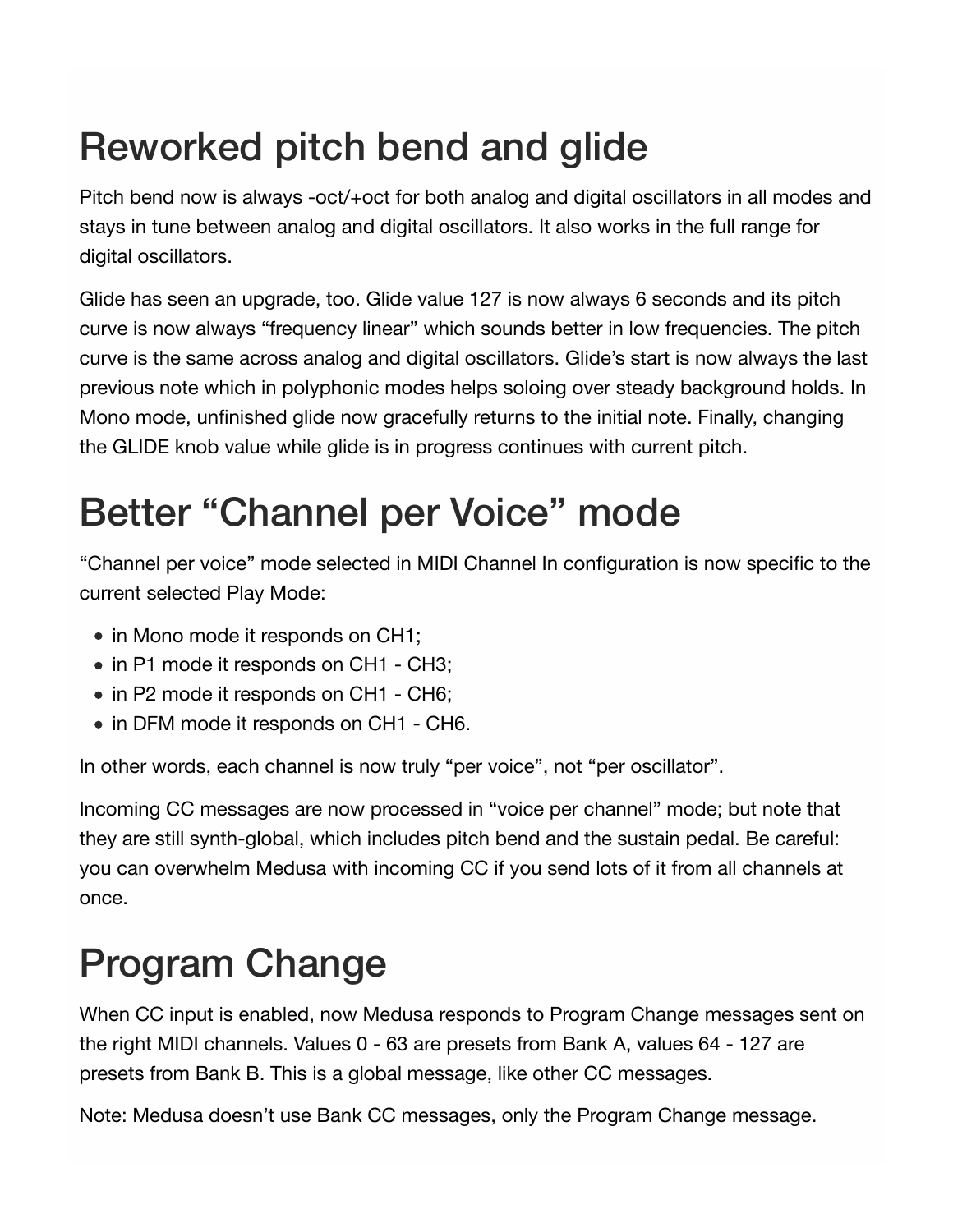# Reworked pitch bend and glide

Pitch bend now is always -oct/+oct for both analog and digital oscillators in all modes and stays in tune between analog and digital oscillators. It also works in the full range for digital oscillators.

Glide has seen an upgrade, too. Glide value 127 is now always 6 seconds and its pitch curve is now always “frequency linear” which sounds better in low frequencies. The pitch curve is the same across analog and digital oscillators. Glide’s start is now always the last previous note which in polyphonic modes helps soloing over steady background holds. In Mono mode, unfinished glide now gracefully returns to the initial note. Finally, changing the GLIDE knob value while glide is in progress continues with current pitch.

# Better “Channel per Voice” mode

“Channel per voice” mode selected in MIDI Channel In configuration is now specific to the current selected Play Mode:

- in Mono mode it responds on CH1;
- in P1 mode it responds on CH1 - CH3;
- in P2 mode it responds on CH1 - CH6;
- in DFM mode it responds on CH1 - CH6.

In other words, each channel is now truly “per voice”, not “per oscillator”.

Incoming CC messages are now processed in “voice per channel” mode; but note that they are still synth-global, which includes pitch bend and the sustain pedal. Be careful: you can overwhelm Medusa with incoming CC if you send lots of it from all channels at once.

# Program Change

When CC input is enabled, now Medusa responds to Program Change messages sent on the right MIDI channels. Values 0 - 63 are presets from Bank A, values 64 - 127 are presets from Bank B. This is a global message, like other CC messages.

Note: Medusa doesn’t use Bank CC messages, only the Program Change message.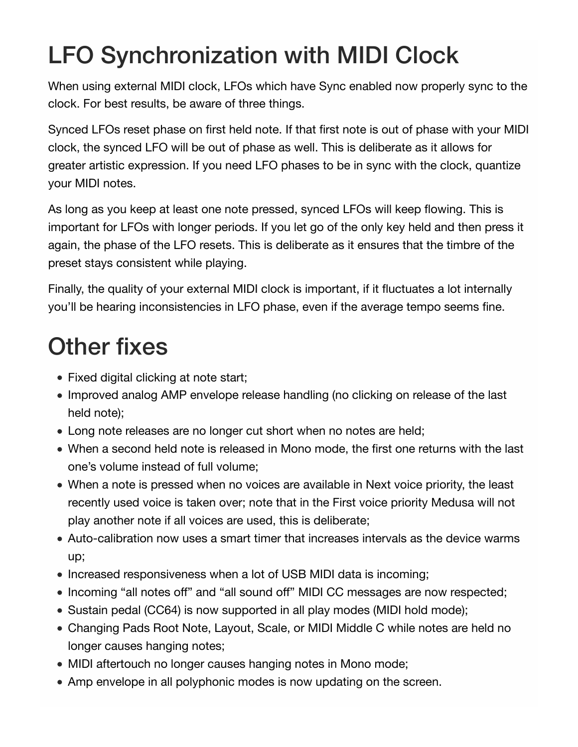# LFO Synchronization with MIDI Clock

When using external MIDI clock, LFOs which have Sync enabled now properly sync to the clock. For best results, be aware of three things.

Synced LFOs reset phase on first held note. If that first note is out of phase with your MIDI clock, the synced LFO will be out of phase as well. This is deliberate as it allows for greater artistic expression. If you need LFO phases to be in sync with the clock, quantize your MIDI notes.

As long as you keep at least one note pressed, synced LFOs will keep flowing. This is important for LFOs with longer periods. If you let go of the only key held and then press it again, the phase of the LFO resets. This is deliberate as it ensures that the timbre of the preset stays consistent while playing.

Finally, the quality of your external MIDI clock is important, if it fluctuates a lot internally you'll be hearing inconsistencies in LFO phase, even if the average tempo seems fine.

# Other fixes

- Fixed digital clicking at note start;
- Improved analog AMP envelope release handling (no clicking on release of the last held note);
- Long note releases are no longer cut short when no notes are held;
- When a second held note is released in Mono mode, the first one returns with the last one's volume instead of full volume;
- When a note is pressed when no voices are available in Next voice priority, the least recently used voice is taken over; note that in the First voice priority Medusa will not play another note if all voices are used, this is deliberate;
- Auto-calibration now uses a smart timer that increases intervals as the device warms up;
- Increased responsiveness when a lot of USB MIDI data is incoming;
- Incoming "all notes off" and "all sound off" MIDI CC messages are now respected;
- Sustain pedal (CC64) is now supported in all play modes (MIDI hold mode);
- Changing Pads Root Note, Layout, Scale, or MIDI Middle C while notes are held no longer causes hanging notes;
- MIDI aftertouch no longer causes hanging notes in Mono mode;
- Amp envelope in all polyphonic modes is now updating on the screen.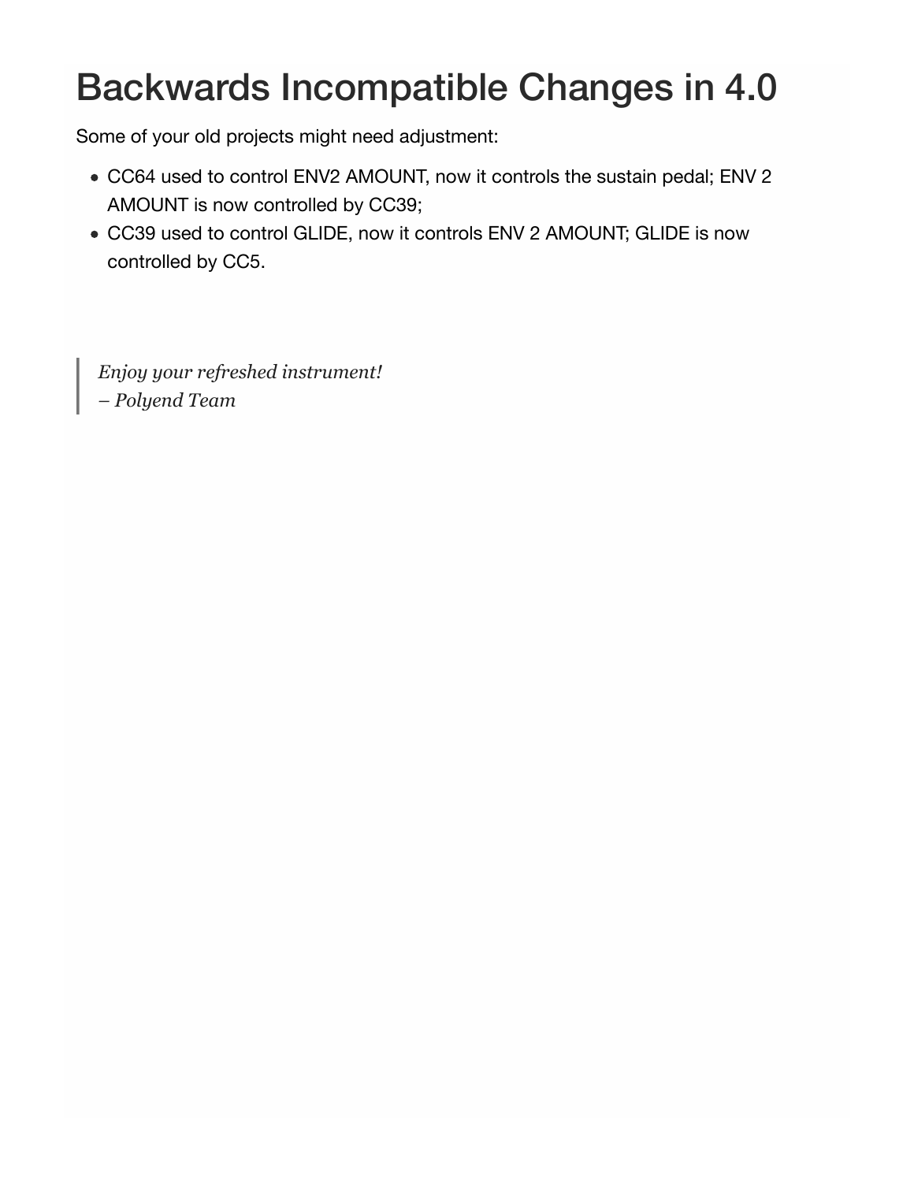# Backwards Incompatible Changes in 4.0

Some of your old projects might need adjustment:

- CC64 used to control ENV2 AMOUNT, now it controls the sustain pedal; ENV 2 AMOUNT is now controlled by CC39;
- CC39 used to control GLIDE, now it controls ENV 2 AMOUNT; GLIDE is now controlled by CC5.

> *Enjoy your refreshed instrument!*
> *– Polyend Team*